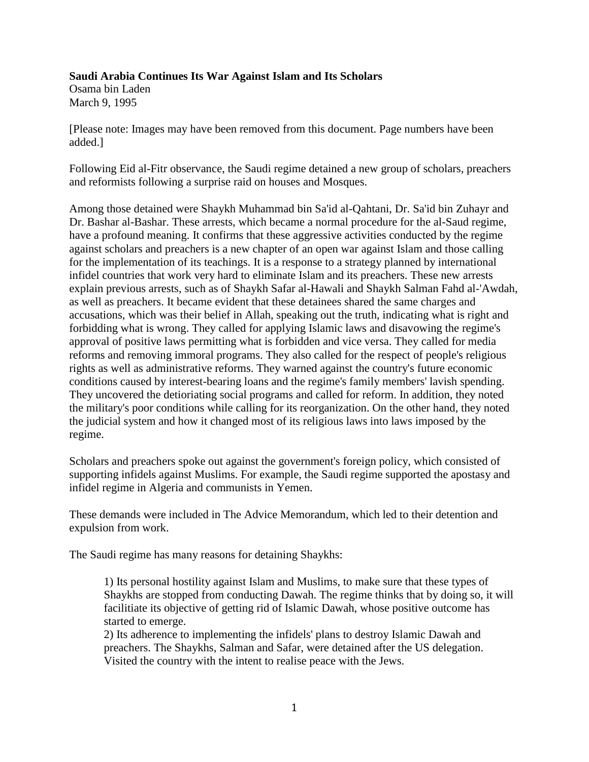**Saudi Arabia Continues Its War Against Islam and Its Scholars**
Osama bin Laden
March 9, 1995

[Please note: Images may have been removed from this document. Page numbers have been added.]

Following Eid al-Fitr observance, the Saudi regime detained a new group of scholars, preachers and reformists following a surprise raid on houses and Mosques.

Among those detained were Shaykh Muhammad bin Sa'id al-Qahtani, Dr. Sa'id bin Zuhayr and Dr. Bashar al-Bashar. These arrests, which became a normal procedure for the al-Saud regime, have a profound meaning. It confirms that these aggressive activities conducted by the regime against scholars and preachers is a new chapter of an open war against Islam and those calling for the implementation of its teachings. It is a response to a strategy planned by international infidel countries that work very hard to eliminate Islam and its preachers. These new arrests explain previous arrests, such as of Shaykh Safar al-Hawali and Shaykh Salman Fahd al-'Awdah, as well as preachers. It became evident that these detainees shared the same charges and accusations, which was their belief in Allah, speaking out the truth, indicating what is right and forbidding what is wrong. They called for applying Islamic laws and disavowing the regime's approval of positive laws permitting what is forbidden and vice versa. They called for media reforms and removing immoral programs. They also called for the respect of people's religious rights as well as administrative reforms. They warned against the country's future economic conditions caused by interest-bearing loans and the regime's family members' lavish spending. They uncovered the detioriating social programs and called for reform. In addition, they noted the military's poor conditions while calling for its reorganization. On the other hand, they noted the judicial system and how it changed most of its religious laws into laws imposed by the regime.

Scholars and preachers spoke out against the government's foreign policy, which consisted of supporting infidels against Muslims. For example, the Saudi regime supported the apostasy and infidel regime in Algeria and communists in Yemen.

These demands were included in The Advice Memorandum, which led to their detention and expulsion from work.

The Saudi regime has many reasons for detaining Shaykhs:

1) Its personal hostility against Islam and Muslims, to make sure that these types of Shaykhs are stopped from conducting Dawah. The regime thinks that by doing so, it will facilitiate its objective of getting rid of Islamic Dawah, whose positive outcome has started to emerge.
2) Its adherence to implementing the infidels' plans to destroy Islamic Dawah and preachers. The Shaykhs, Salman and Safar, were detained after the US delegation. Visited the country with the intent to realise peace with the Jews.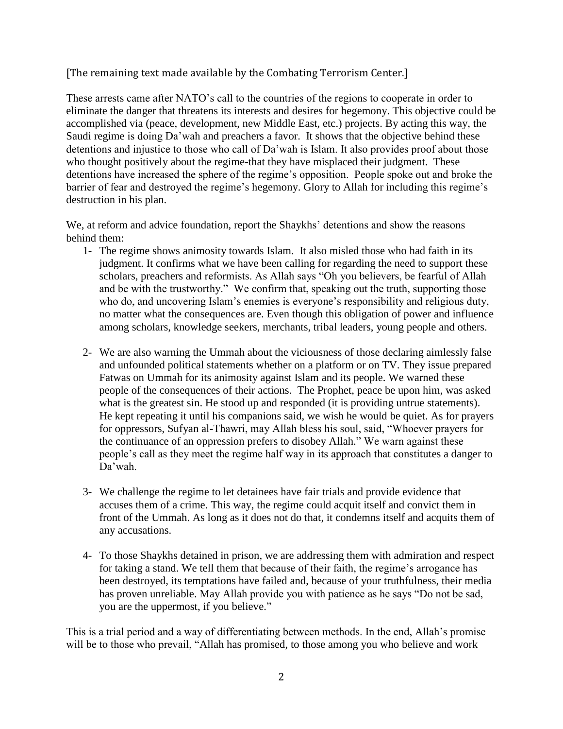[The remaining text made available by the Combating Terrorism Center.]

These arrests came after NATO's call to the countries of the regions to cooperate in order to eliminate the danger that threatens its interests and desires for hegemony. This objective could be accomplished via (peace, development, new Middle East, etc.) projects. By acting this way, the Saudi regime is doing Da'wah and preachers a favor. It shows that the objective behind these detentions and injustice to those who call of Da'wah is Islam. It also provides proof about those who thought positively about the regime-that they have misplaced their judgment. These detentions have increased the sphere of the regime's opposition. People spoke out and broke the barrier of fear and destroyed the regime's hegemony. Glory to Allah for including this regime's destruction in his plan.

We, at reform and advice foundation, report the Shaykhs' detentions and show the reasons behind them:

1- The regime shows animosity towards Islam. It also misled those who had faith in its judgment. It confirms what we have been calling for regarding the need to support these scholars, preachers and reformists. As Allah says "Oh you believers, be fearful of Allah and be with the trustworthy." We confirm that, speaking out the truth, supporting those who do, and uncovering Islam's enemies is everyone's responsibility and religious duty, no matter what the consequences are. Even though this obligation of power and influence among scholars, knowledge seekers, merchants, tribal leaders, young people and others.

2- We are also warning the Ummah about the viciousness of those declaring aimlessly false and unfounded political statements whether on a platform or on TV. They issue prepared Fatwas on Ummah for its animosity against Islam and its people. We warned these people of the consequences of their actions. The Prophet, peace be upon him, was asked what is the greatest sin. He stood up and responded (it is providing untrue statements). He kept repeating it until his companions said, we wish he would be quiet. As for prayers for oppressors, Sufyan al-Thawri, may Allah bless his soul, said, "Whoever prayers for the continuance of an oppression prefers to disobey Allah." We warn against these people's call as they meet the regime half way in its approach that constitutes a danger to Da'wah.

3- We challenge the regime to let detainees have fair trials and provide evidence that accuses them of a crime. This way, the regime could acquit itself and convict them in front of the Ummah. As long as it does not do that, it condemns itself and acquits them of any accusations.

4- To those Shaykhs detained in prison, we are addressing them with admiration and respect for taking a stand. We tell them that because of their faith, the regime's arrogance has been destroyed, its temptations have failed and, because of your truthfulness, their media has proven unreliable. May Allah provide you with patience as he says "Do not be sad, you are the uppermost, if you believe."

This is a trial period and a way of differentiating between methods. In the end, Allah's promise will be to those who prevail, "Allah has promised, to those among you who believe and work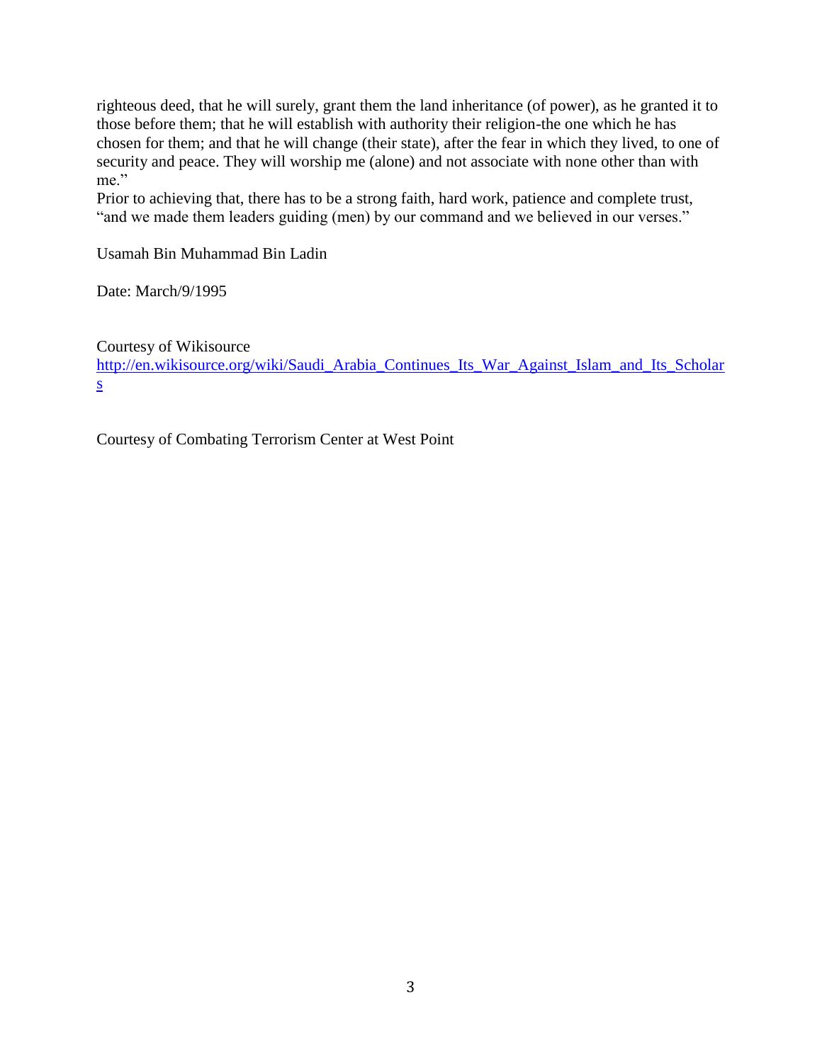righteous deed, that he will surely, grant them the land inheritance (of power), as he granted it to those before them; that he will establish with authority their religion-the one which he has chosen for them; and that he will change (their state), after the fear in which they lived, to one of security and peace. They will worship me (alone) and not associate with none other than with me."

Prior to achieving that, there has to be a strong faith, hard work, patience and complete trust, "and we made them leaders guiding (men) by our command and we believed in our verses."

Usamah Bin Muhammad Bin Ladin

Date: March/9/1995

Courtesy of Wikisource
http://en.wikisource.org/wiki/Saudi_Arabia_Continues_Its_War_Against_Islam_and_Its_Scholars

Courtesy of Combating Terrorism Center at West Point